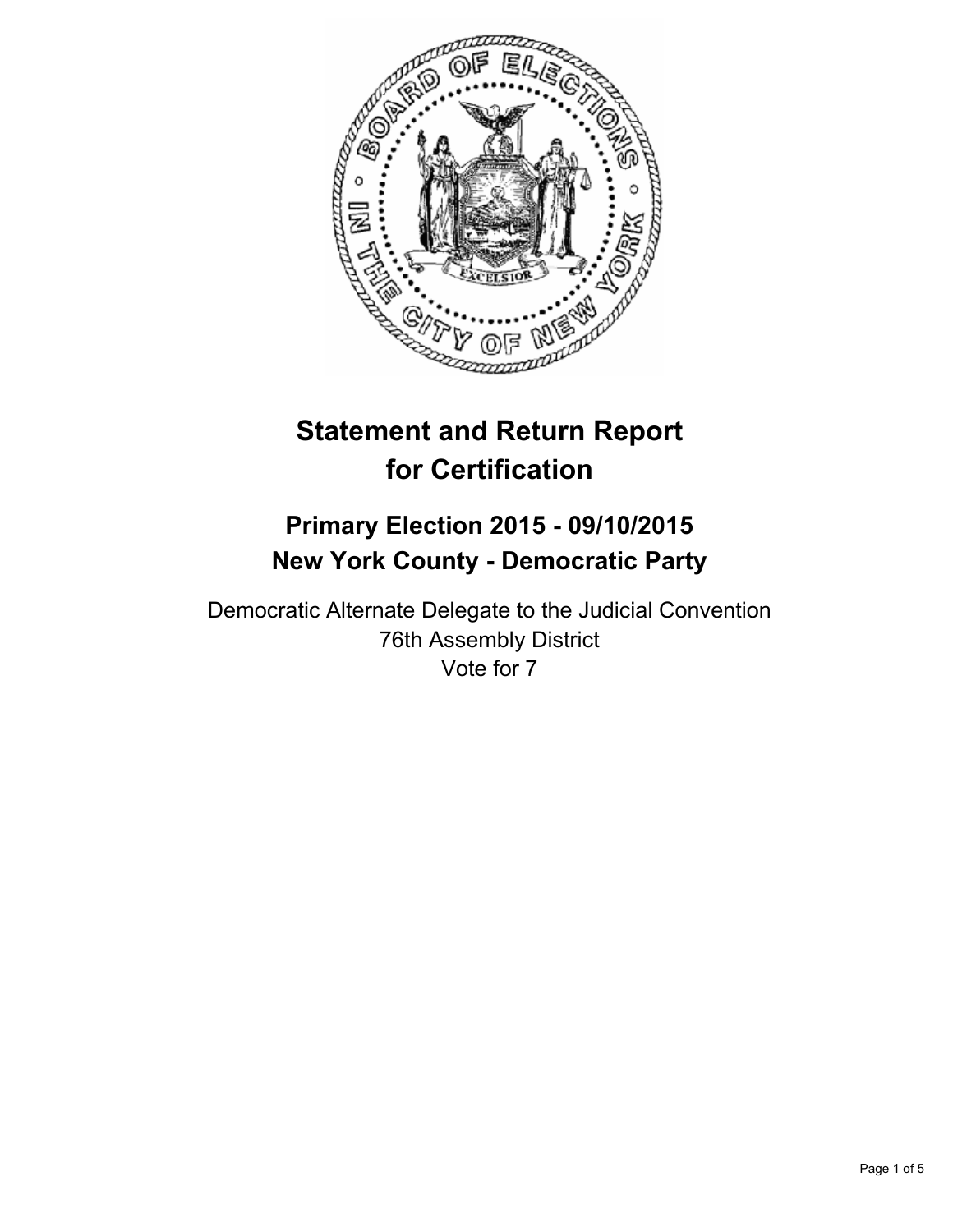# Statement and Return Report for Certification

## Primary Election 2015 - 09/10/2015
## New York County - Democratic Party

Democratic Alternate Delegate to the Judicial Convention
76th Assembly District
Vote for 7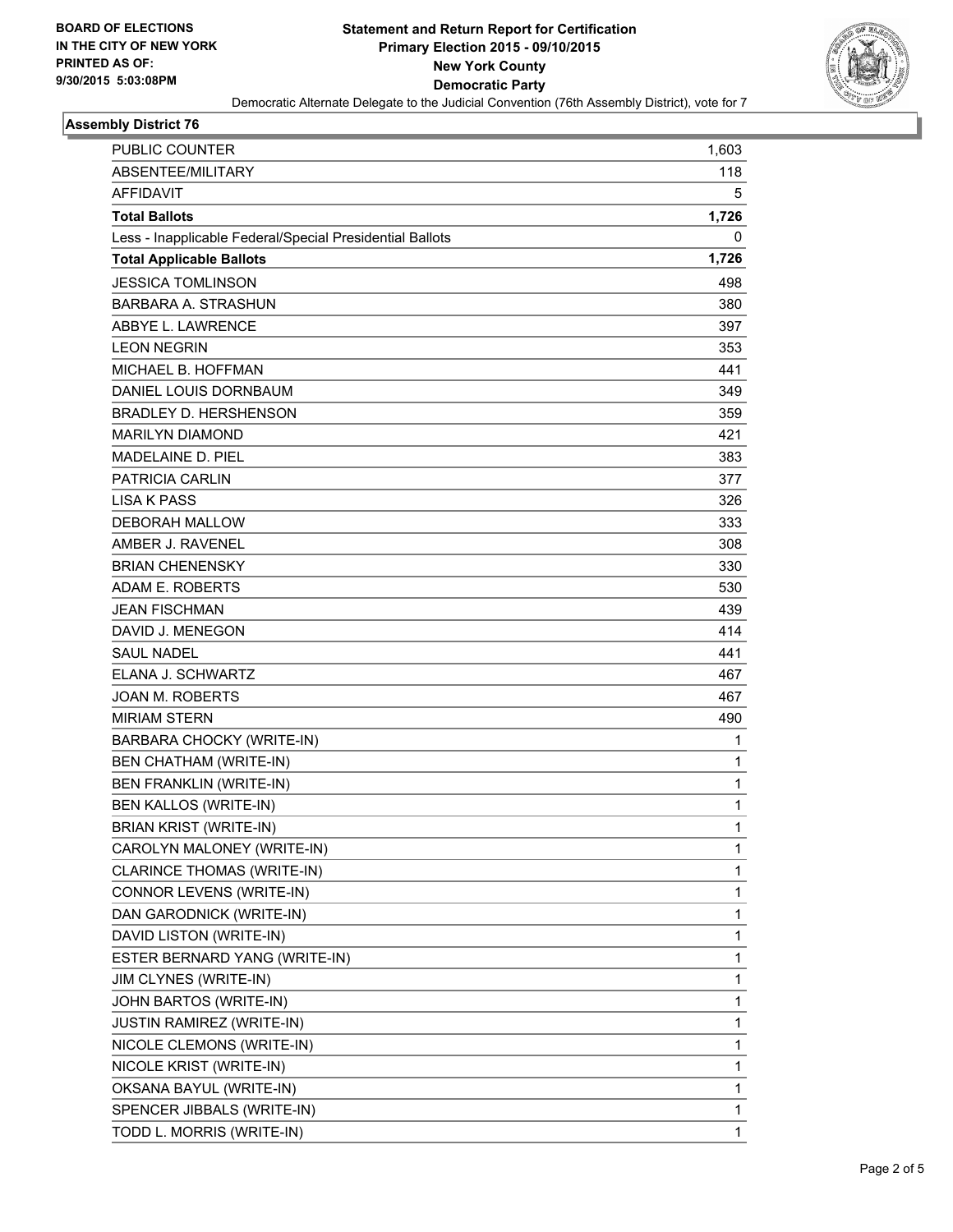BOARD OF ELECTIONS IN THE CITY OF NEW YORK
PRINTED AS OF: 9/30/2015 5:03:08PM

**Statement and Return Report for Certification**
**Primary Election 2015 - 09/10/2015**
**New York County**
**Democratic Party**
Democratic Alternate Delegate to the Judicial Convention (76th Assembly District), vote for 7

## Assembly District 76

| | |
|---|---|
| PUBLIC COUNTER | 1,603 |
| ABSENTEE/MILITARY | 118 |
| AFFIDAVIT | 5 |
| **Total Ballots** | **1,726** |
| Less - Inapplicable Federal/Special Presidential Ballots | 0 |
| **Total Applicable Ballots** | **1,726** |
| JESSICA TOMLINSON | 498 |
| BARBARA A. STRASHUN | 380 |
| ABBYE L. LAWRENCE | 397 |
| LEON NEGRIN | 353 |
| MICHAEL B. HOFFMAN | 441 |
| DANIEL LOUIS DORNBAUM | 349 |
| BRADLEY D. HERSHENSON | 359 |
| MARILYN DIAMOND | 421 |
| MADELAINE D. PIEL | 383 |
| PATRICIA CARLIN | 377 |
| LISA K PASS | 326 |
| DEBORAH MALLOW | 333 |
| AMBER J. RAVENEL | 308 |
| BRIAN CHENENSKY | 330 |
| ADAM E. ROBERTS | 530 |
| JEAN FISCHMAN | 439 |
| DAVID J. MENEGON | 414 |
| SAUL NADEL | 441 |
| ELANA J. SCHWARTZ | 467 |
| JOAN M. ROBERTS | 467 |
| MIRIAM STERN | 490 |
| BARBARA CHOCKY (WRITE-IN) | 1 |
| BEN CHATHAM (WRITE-IN) | 1 |
| BEN FRANKLIN (WRITE-IN) | 1 |
| BEN KALLOS (WRITE-IN) | 1 |
| BRIAN KRIST (WRITE-IN) | 1 |
| CAROLYN MALONEY (WRITE-IN) | 1 |
| CLARINCE THOMAS (WRITE-IN) | 1 |
| CONNOR LEVENS (WRITE-IN) | 1 |
| DAN GARODNICK (WRITE-IN) | 1 |
| DAVID LISTON (WRITE-IN) | 1 |
| ESTER BERNARD YANG (WRITE-IN) | 1 |
| JIM CLYNES (WRITE-IN) | 1 |
| JOHN BARTOS (WRITE-IN) | 1 |
| JUSTIN RAMIREZ (WRITE-IN) | 1 |
| NICOLE CLEMONS (WRITE-IN) | 1 |
| NICOLE KRIST (WRITE-IN) | 1 |
| OKSANA BAYUL (WRITE-IN) | 1 |
| SPENCER JIBBALS (WRITE-IN) | 1 |
| TODD L. MORRIS (WRITE-IN) | 1 |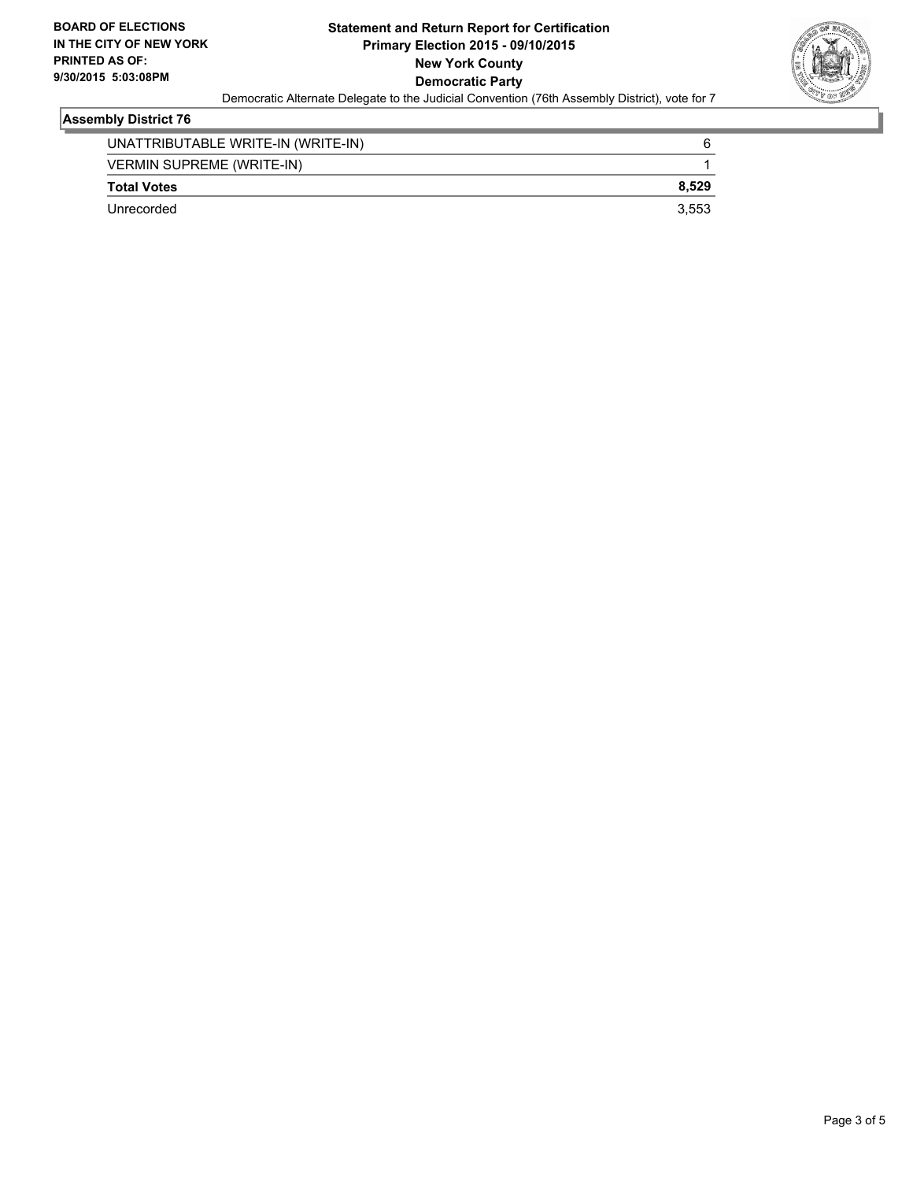**BOARD OF ELECTIONS IN THE CITY OF NEW YORK PRINTED AS OF: 9/30/2015 5:03:08PM**

**Statement and Return Report for Certification**
**Primary Election 2015 - 09/10/2015**
**New York County**
**Democratic Party**

Democratic Alternate Delegate to the Judicial Convention (76th Assembly District), vote for 7

### Assembly District 76

| | |
|---|---|
| UNATTRIBUTABLE WRITE-IN (WRITE-IN) | 6 |
| VERMIN SUPREME (WRITE-IN) | 1 |
| **Total Votes** | **8,529** |
| Unrecorded | 3,553 |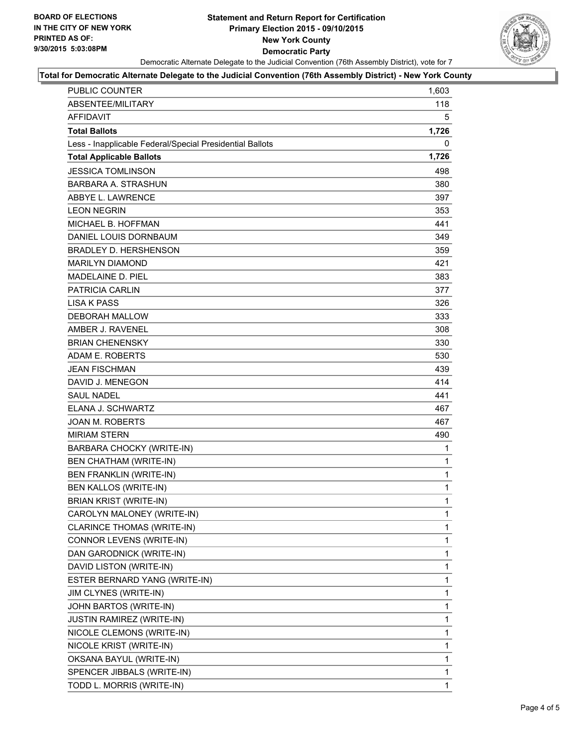**Statement and Return Report for Certification**
**Primary Election 2015 - 09/10/2015**
**New York County**
**Democratic Party**

BOARD OF ELECTIONS
IN THE CITY OF NEW YORK
PRINTED AS OF:
9/30/2015 5:03:08PM

Democratic Alternate Delegate to the Judicial Convention (76th Assembly District), vote for 7

**Total for Democratic Alternate Delegate to the Judicial Convention (76th Assembly District) - New York County**

| | |
|---|---|
| PUBLIC COUNTER | 1,603 |
| ABSENTEE/MILITARY | 118 |
| AFFIDAVIT | 5 |
| **Total Ballots** | **1,726** |
| Less - Inapplicable Federal/Special Presidential Ballots | 0 |
| **Total Applicable Ballots** | **1,726** |
| JESSICA TOMLINSON | 498 |
| BARBARA A. STRASHUN | 380 |
| ABBYE L. LAWRENCE | 397 |
| LEON NEGRIN | 353 |
| MICHAEL B. HOFFMAN | 441 |
| DANIEL LOUIS DORNBAUM | 349 |
| BRADLEY D. HERSHENSON | 359 |
| MARILYN DIAMOND | 421 |
| MADELAINE D. PIEL | 383 |
| PATRICIA CARLIN | 377 |
| LISA K PASS | 326 |
| DEBORAH MALLOW | 333 |
| AMBER J. RAVENEL | 308 |
| BRIAN CHENENSKY | 330 |
| ADAM E. ROBERTS | 530 |
| JEAN FISCHMAN | 439 |
| DAVID J. MENEGON | 414 |
| SAUL NADEL | 441 |
| ELANA J. SCHWARTZ | 467 |
| JOAN M. ROBERTS | 467 |
| MIRIAM STERN | 490 |
| BARBARA CHOCKY (WRITE-IN) | 1 |
| BEN CHATHAM (WRITE-IN) | 1 |
| BEN FRANKLIN (WRITE-IN) | 1 |
| BEN KALLOS (WRITE-IN) | 1 |
| BRIAN KRIST (WRITE-IN) | 1 |
| CAROLYN MALONEY (WRITE-IN) | 1 |
| CLARINCE THOMAS (WRITE-IN) | 1 |
| CONNOR LEVENS (WRITE-IN) | 1 |
| DAN GARODNICK (WRITE-IN) | 1 |
| DAVID LISTON (WRITE-IN) | 1 |
| ESTER BERNARD YANG (WRITE-IN) | 1 |
| JIM CLYNES (WRITE-IN) | 1 |
| JOHN BARTOS (WRITE-IN) | 1 |
| JUSTIN RAMIREZ (WRITE-IN) | 1 |
| NICOLE CLEMONS (WRITE-IN) | 1 |
| NICOLE KRIST (WRITE-IN) | 1 |
| OKSANA BAYUL (WRITE-IN) | 1 |
| SPENCER JIBBALS (WRITE-IN) | 1 |
| TODD L. MORRIS (WRITE-IN) | 1 |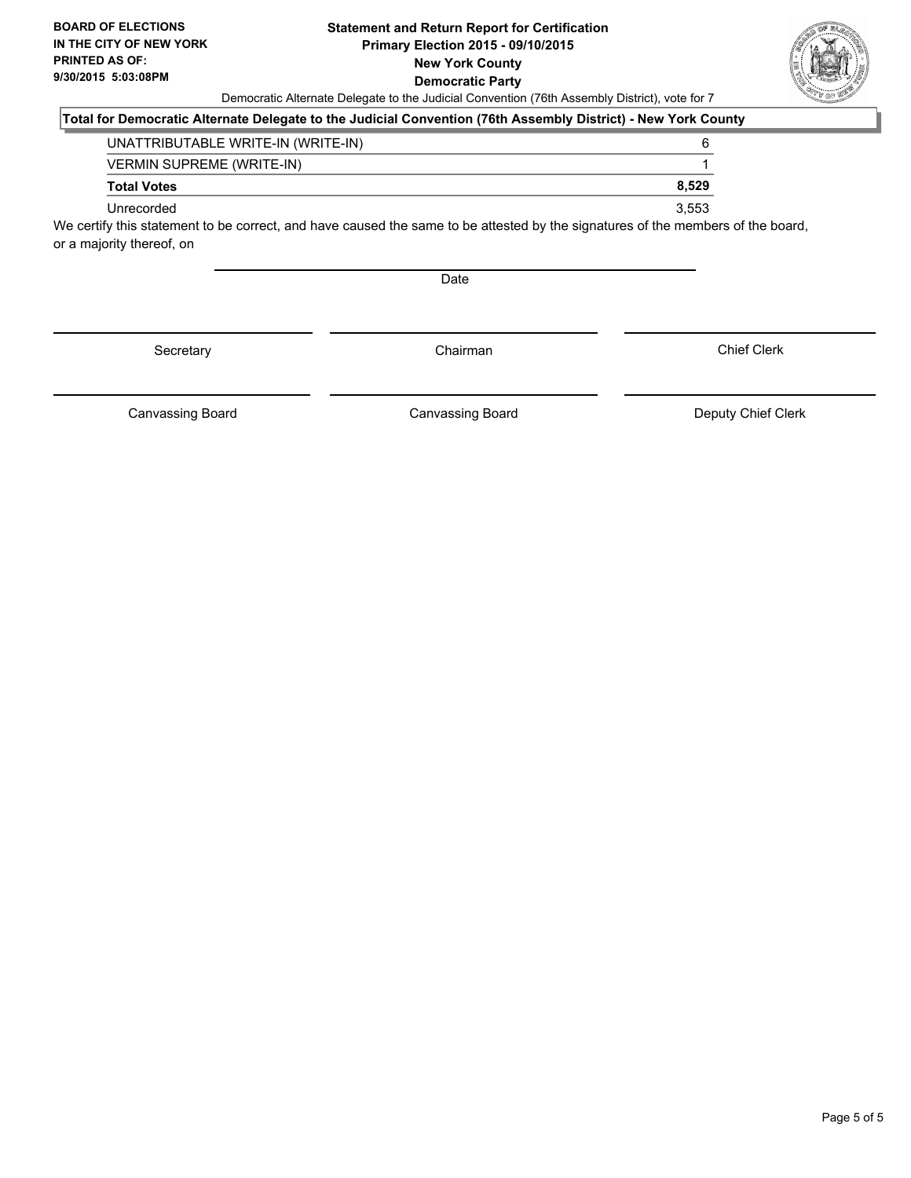**BOARD OF ELECTIONS**
**IN THE CITY OF NEW YORK**
**PRINTED AS OF:**
**9/30/2015 5:03:08PM**

**Statement and Return Report for Certification**
**Primary Election 2015 - 09/10/2015**
**New York County**
**Democratic Party**

Democratic Alternate Delegate to the Judicial Convention (76th Assembly District), vote for 7

**Total for Democratic Alternate Delegate to the Judicial Convention (76th Assembly District) - New York County**

| | |
|---|---|
| UNATTRIBUTABLE WRITE-IN (WRITE-IN) | 6 |
| VERMIN SUPREME (WRITE-IN) | 1 |
| **Total Votes** | **8,529** |
| Unrecorded | 3,553 |

We certify this statement to be correct, and have caused the same to be attested by the signatures of the members of the board, or a majority thereof, on

Date

Secretary

Chairman

Chief Clerk

Canvassing Board

Canvassing Board

Deputy Chief Clerk